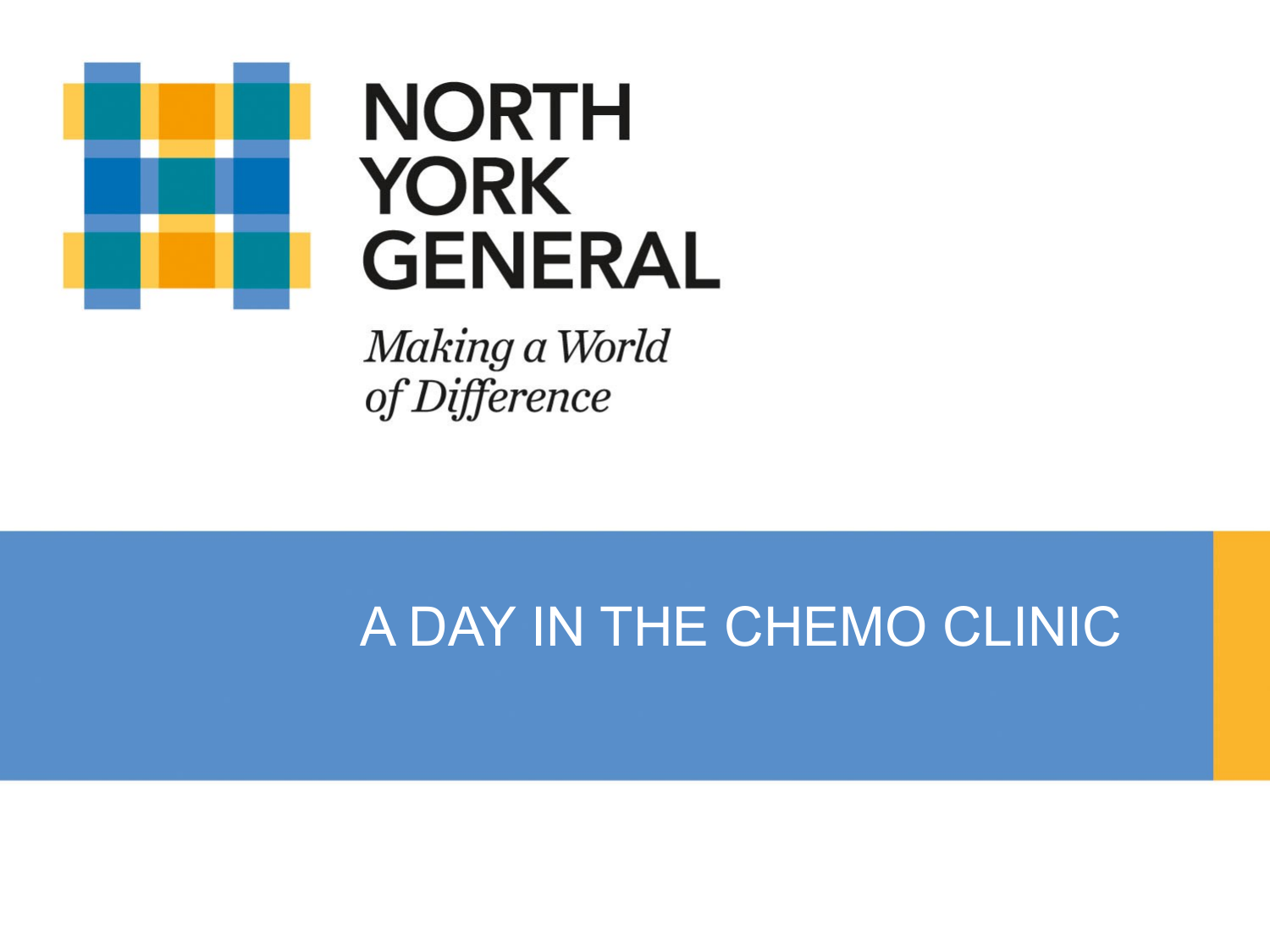NORTH YORK GENERAL

*Making a World of Difference*

# A DAY IN THE CHEMO CLINIC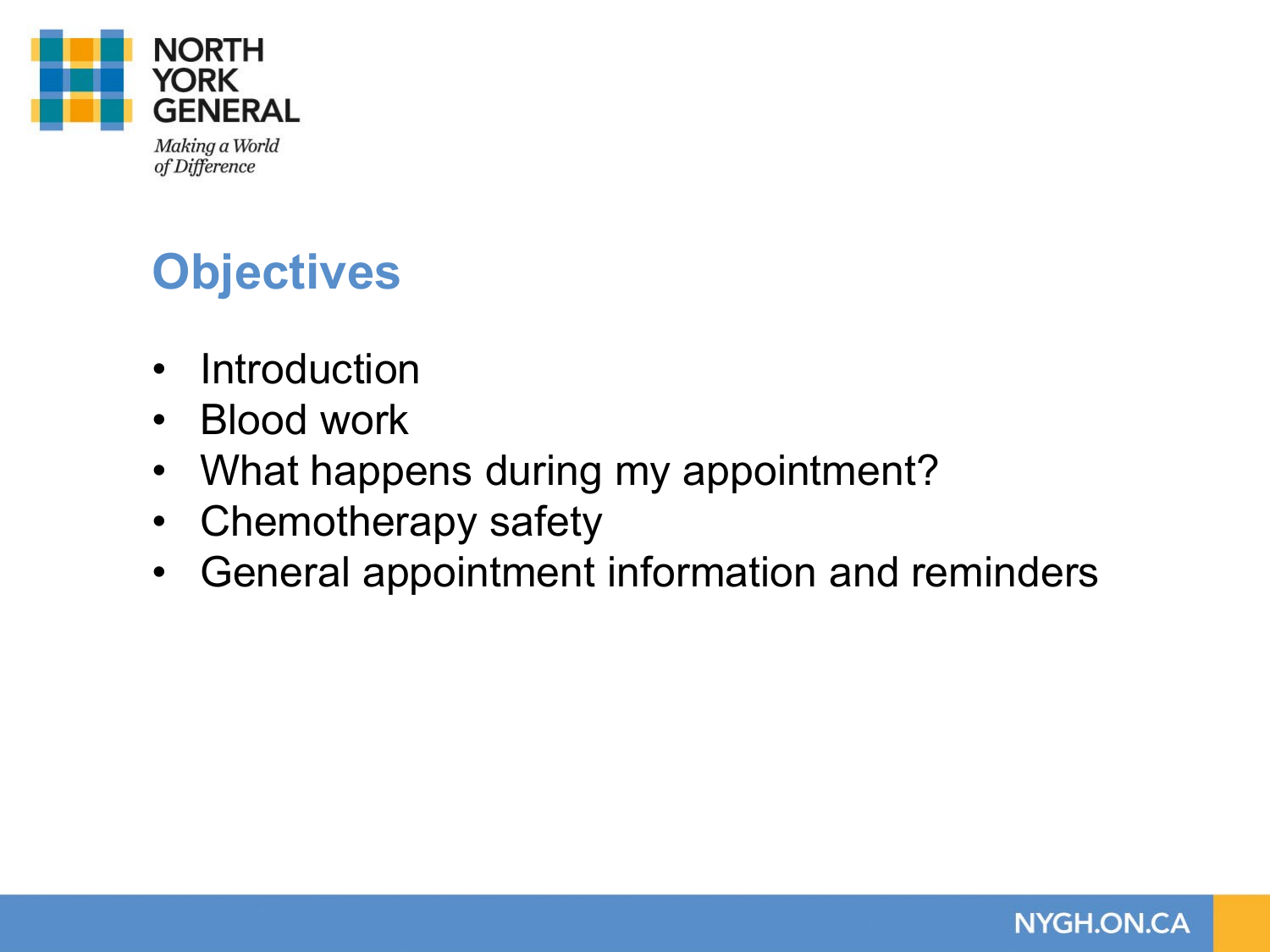# Objectives

- Introduction
- Blood work
- What happens during my appointment?
- Chemotherapy safety
- General appointment information and reminders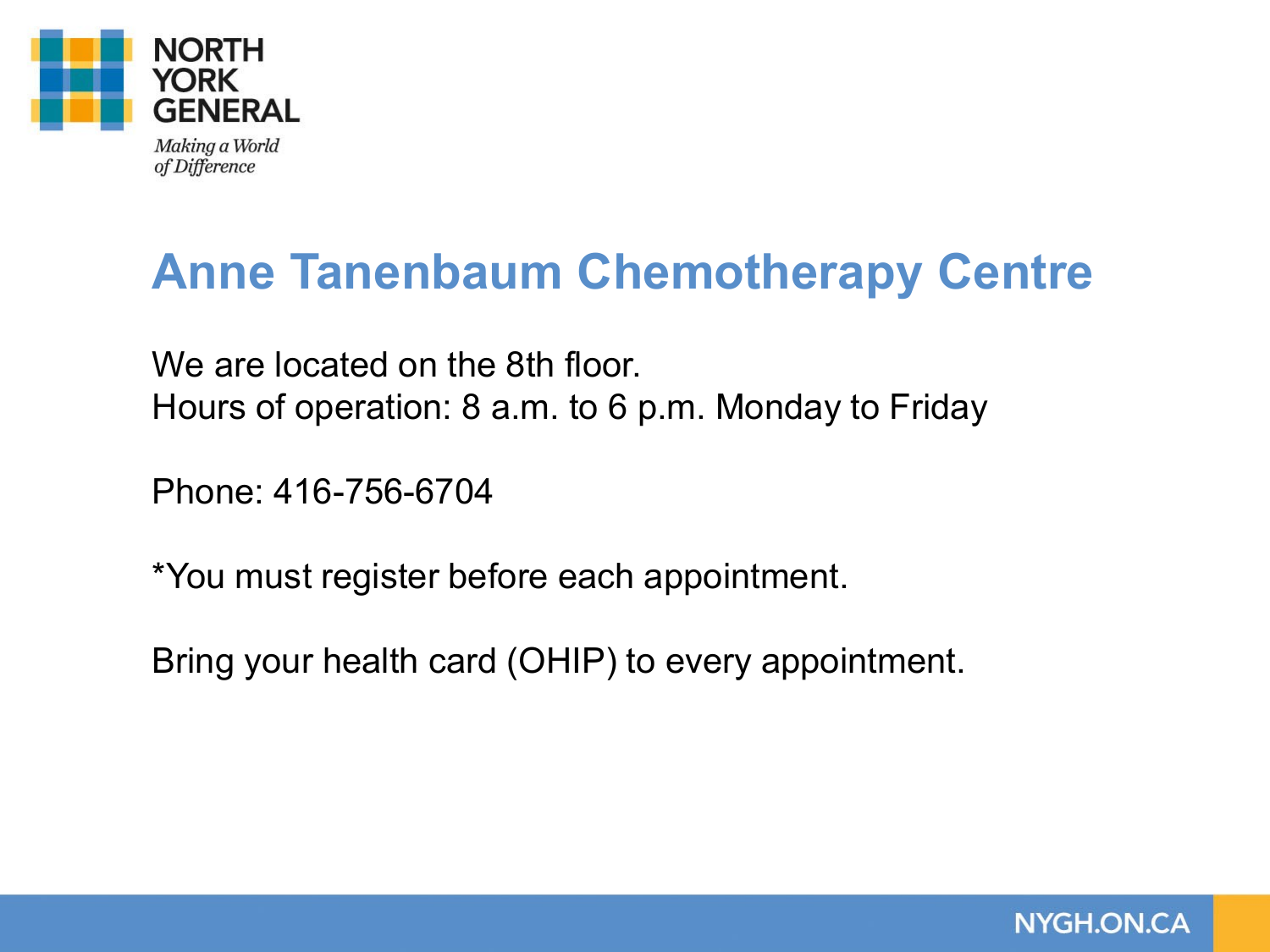# Anne Tanenbaum Chemotherapy Centre

We are located on the 8th floor.
Hours of operation: 8 a.m. to 6 p.m. Monday to Friday

Phone: 416-756-6704

*You must register before each appointment.

Bring your health card (OHIP) to every appointment.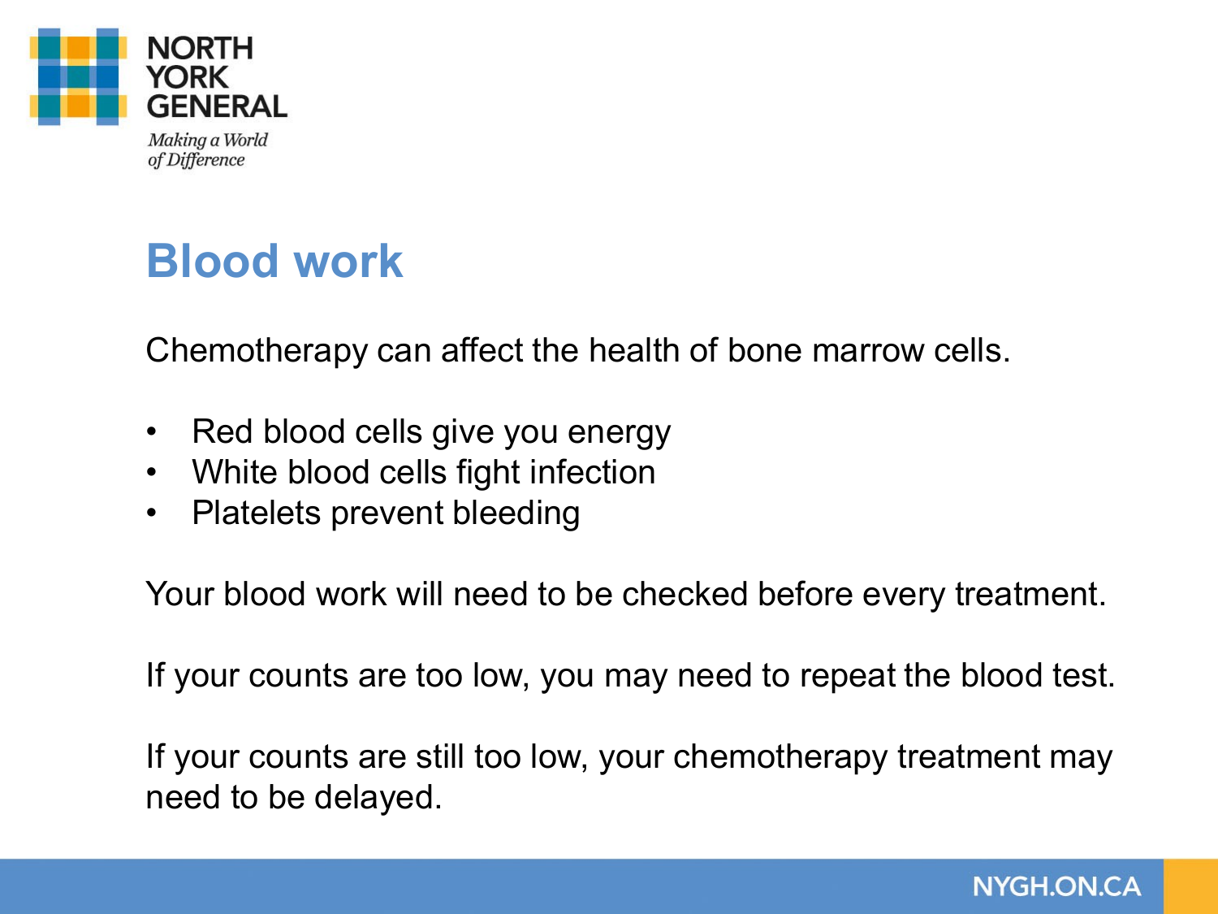# Blood work

Chemotherapy can affect the health of bone marrow cells.

- Red blood cells give you energy
- White blood cells fight infection
- Platelets prevent bleeding

Your blood work will need to be checked before every treatment.

If your counts are too low, you may need to repeat the blood test.

If your counts are still too low, your chemotherapy treatment may need to be delayed.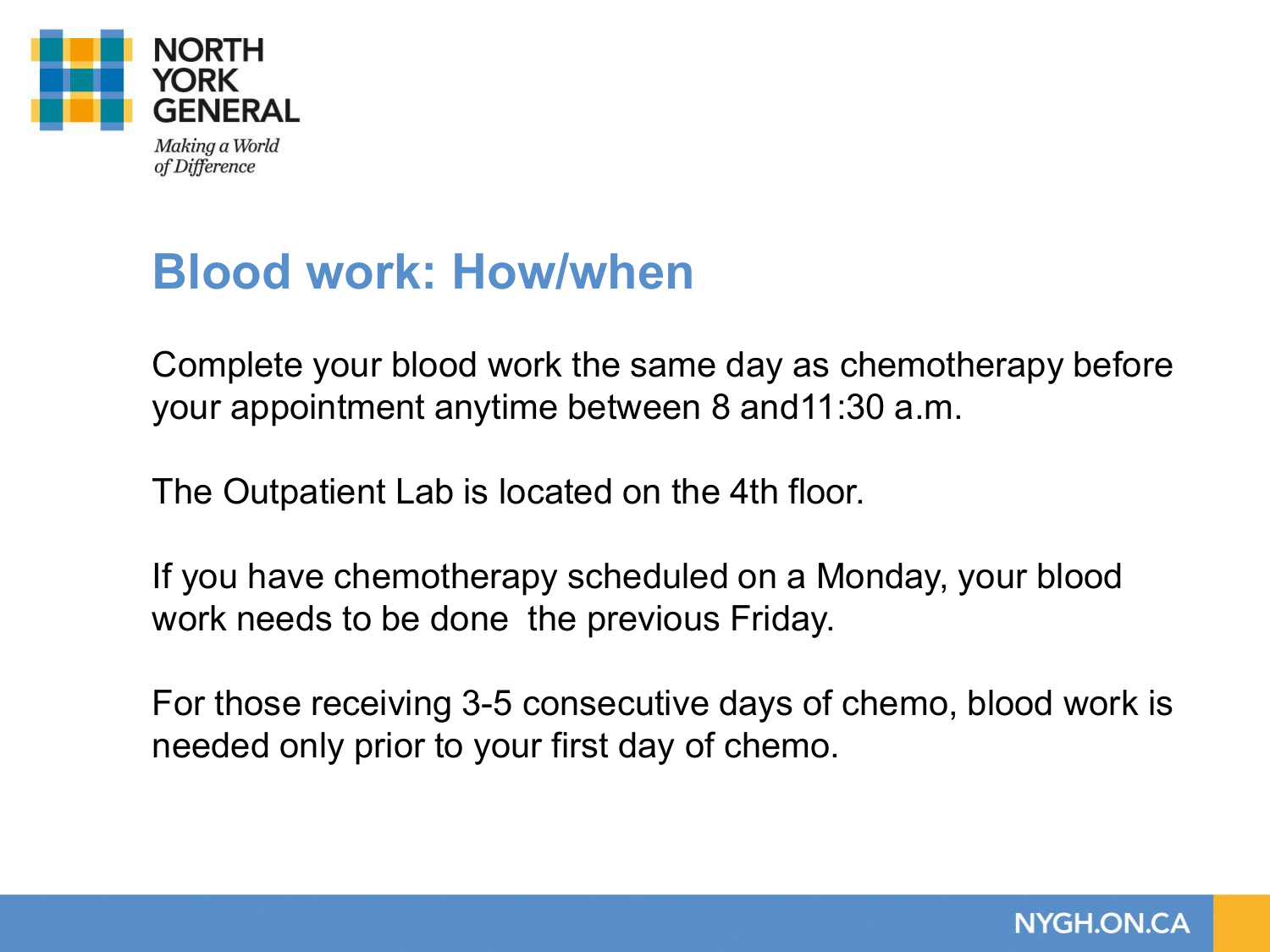# Blood work: How/when

Complete your blood work the same day as chemotherapy before your appointment anytime between 8 and11:30 a.m.

The Outpatient Lab is located on the 4th floor.

If you have chemotherapy scheduled on a Monday, your blood work needs to be done the previous Friday.

For those receiving 3-5 consecutive days of chemo, blood work is needed only prior to your first day of chemo.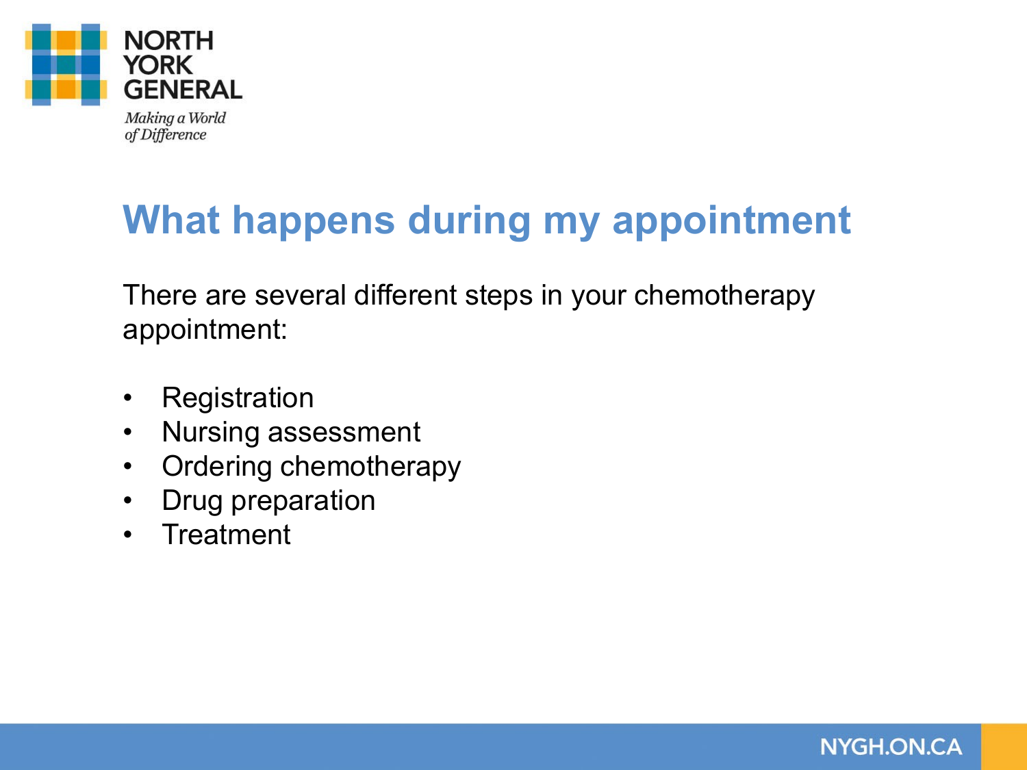# What happens during my appointment

There are several different steps in your chemotherapy appointment:

- Registration
- Nursing assessment
- Ordering chemotherapy
- Drug preparation
- Treatment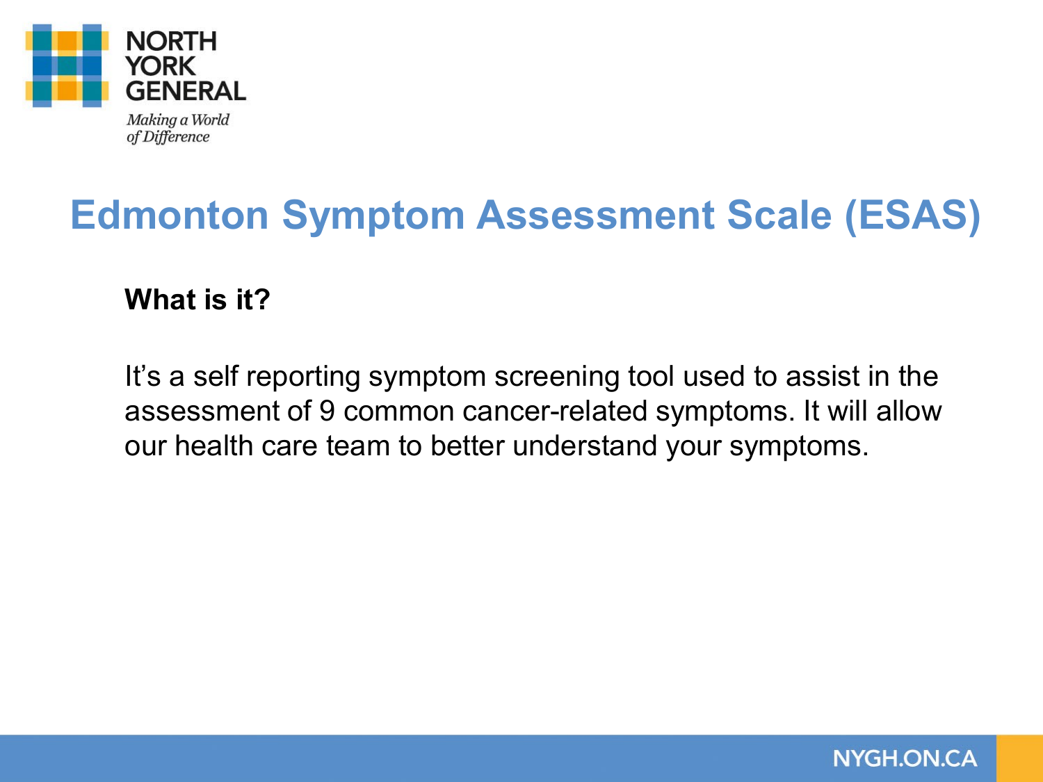# Edmonton Symptom Assessment Scale (ESAS)

**What is it?**

It's a self reporting symptom screening tool used to assist in the assessment of 9 common cancer-related symptoms. It will allow our health care team to better understand your symptoms.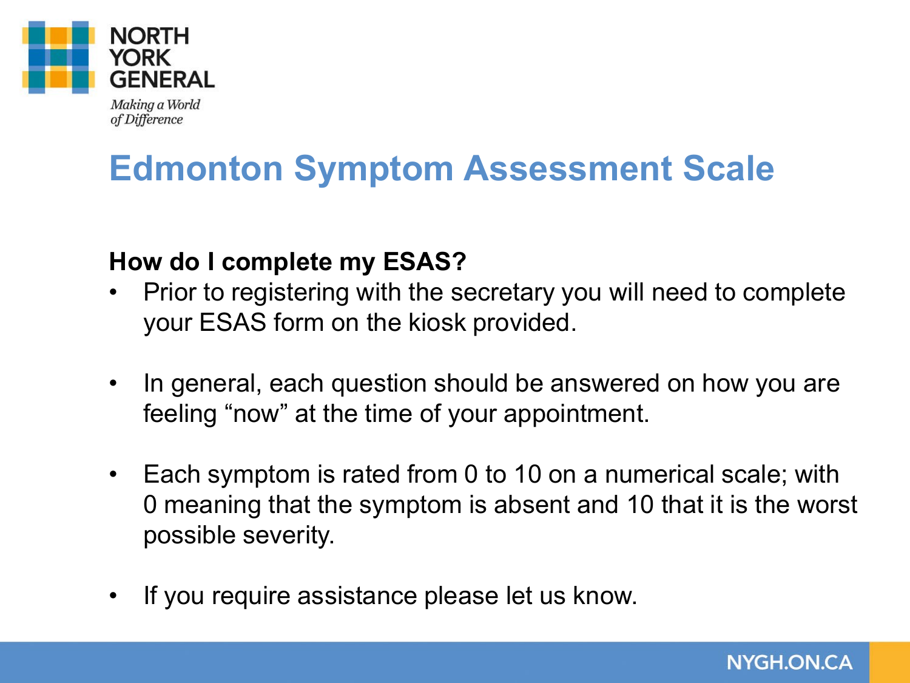# Edmonton Symptom Assessment Scale

**How do I complete my ESAS?**

- Prior to registering with the secretary you will need to complete your ESAS form on the kiosk provided.
- In general, each question should be answered on how you are feeling "now" at the time of your appointment.
- Each symptom is rated from 0 to 10 on a numerical scale; with 0 meaning that the symptom is absent and 10 that it is the worst possible severity.
- If you require assistance please let us know.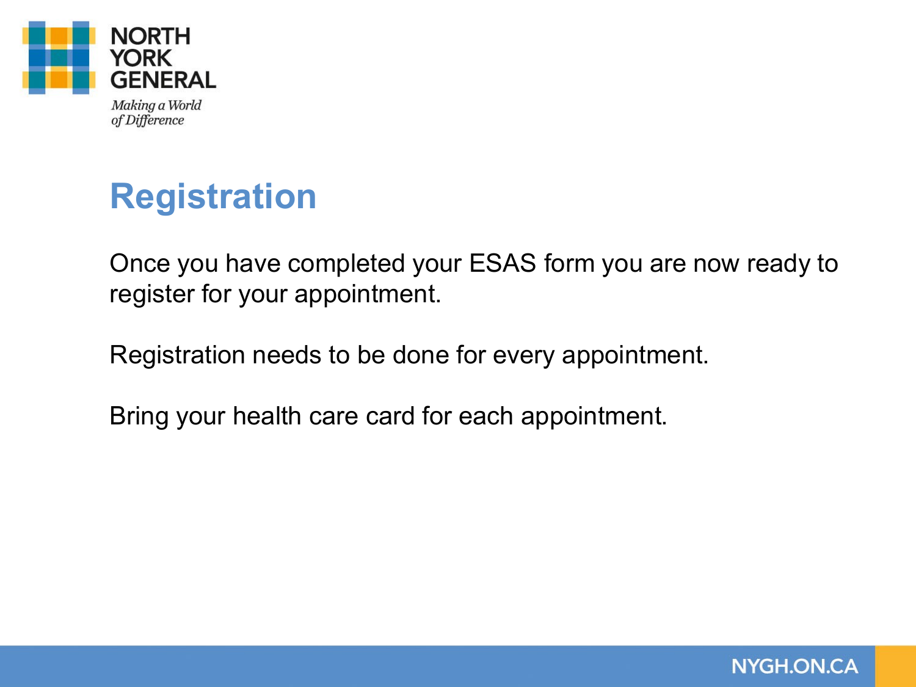# Registration

Once you have completed your ESAS form you are now ready to register for your appointment.

Registration needs to be done for every appointment.

Bring your health care card for each appointment.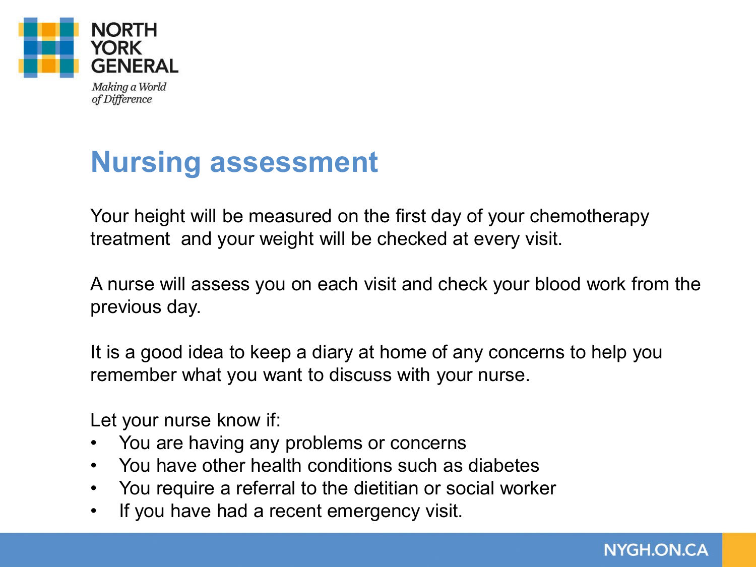# Nursing assessment

Your height will be measured on the first day of your chemotherapy treatment and your weight will be checked at every visit.

A nurse will assess you on each visit and check your blood work from the previous day.

It is a good idea to keep a diary at home of any concerns to help you remember what you want to discuss with your nurse.

Let your nurse know if:

- You are having any problems or concerns
- You have other health conditions such as diabetes
- You require a referral to the dietitian or social worker
- If you have had a recent emergency visit.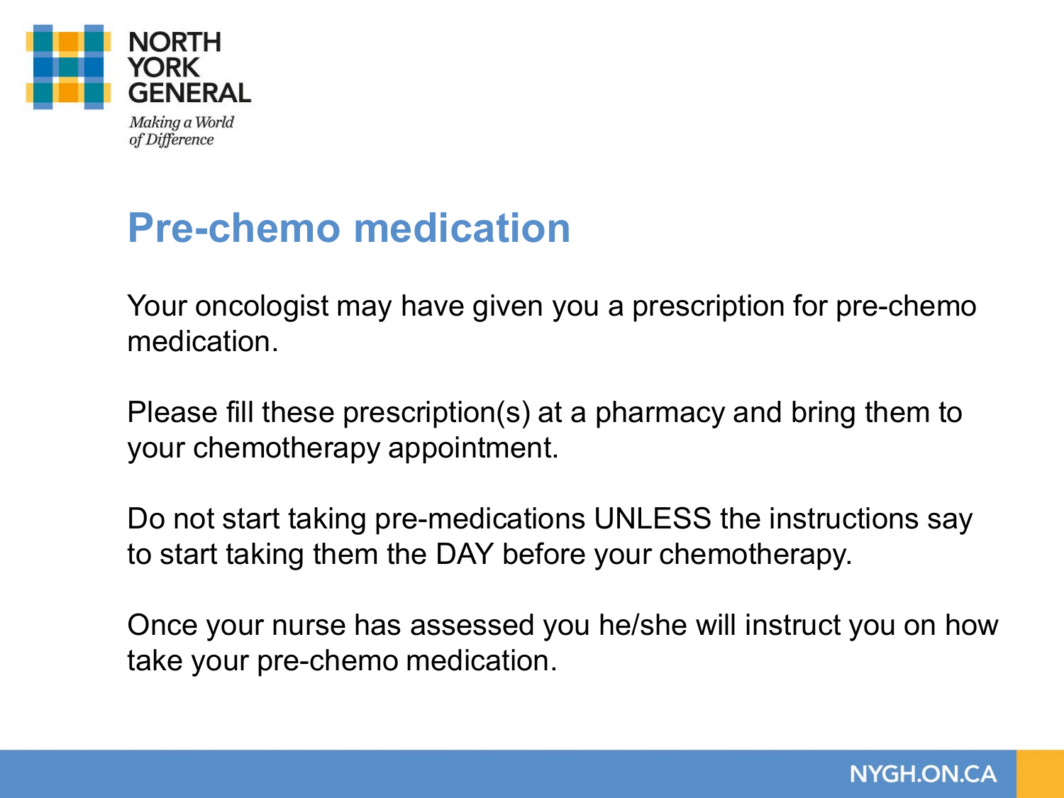# Pre-chemo medication

Your oncologist may have given you a prescription for pre-chemo medication.

Please fill these prescription(s) at a pharmacy and bring them to your chemotherapy appointment.

Do not start taking pre-medications UNLESS the instructions say to start taking them the DAY before your chemotherapy.

Once your nurse has assessed you he/she will instruct you on how take your pre-chemo medication.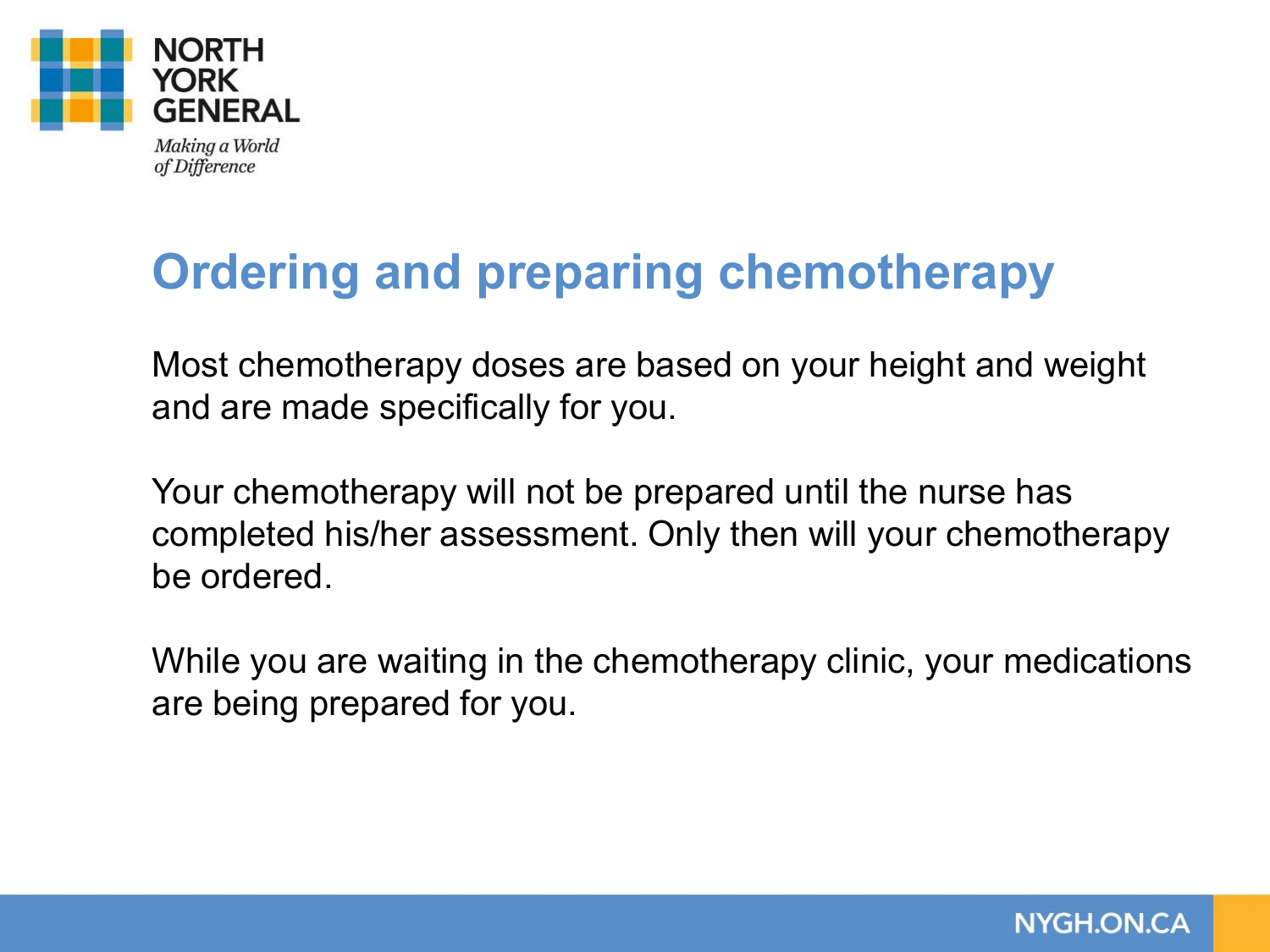# Ordering and preparing chemotherapy

Most chemotherapy doses are based on your height and weight and are made specifically for you.

Your chemotherapy will not be prepared until the nurse has completed his/her assessment. Only then will your chemotherapy be ordered.

While you are waiting in the chemotherapy clinic, your medications are being prepared for you.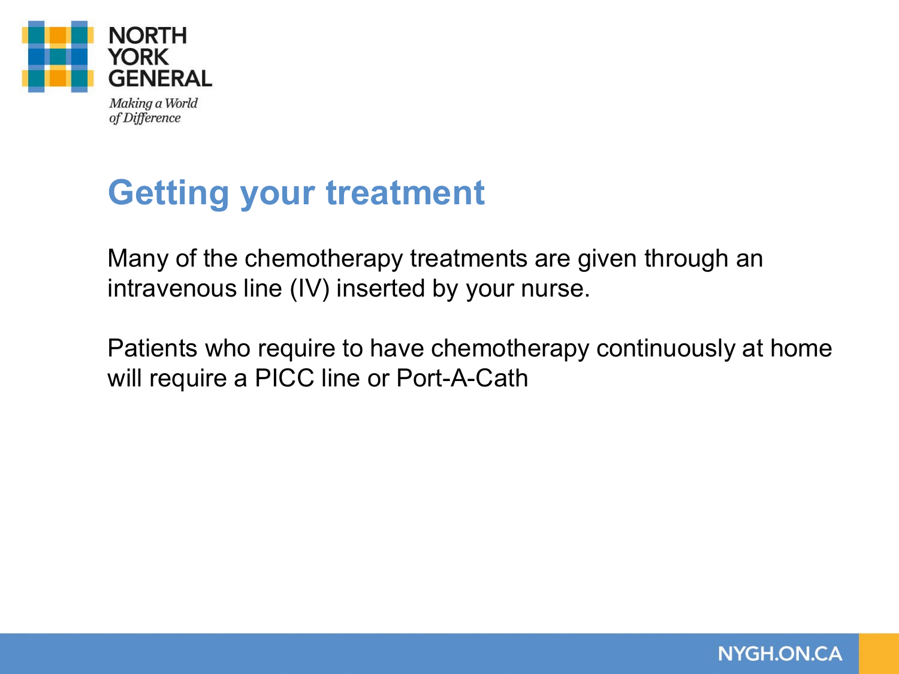# Getting your treatment

Many of the chemotherapy treatments are given through an intravenous line (IV) inserted by your nurse.

Patients who require to have chemotherapy continuously at home will require a PICC line or Port-A-Cath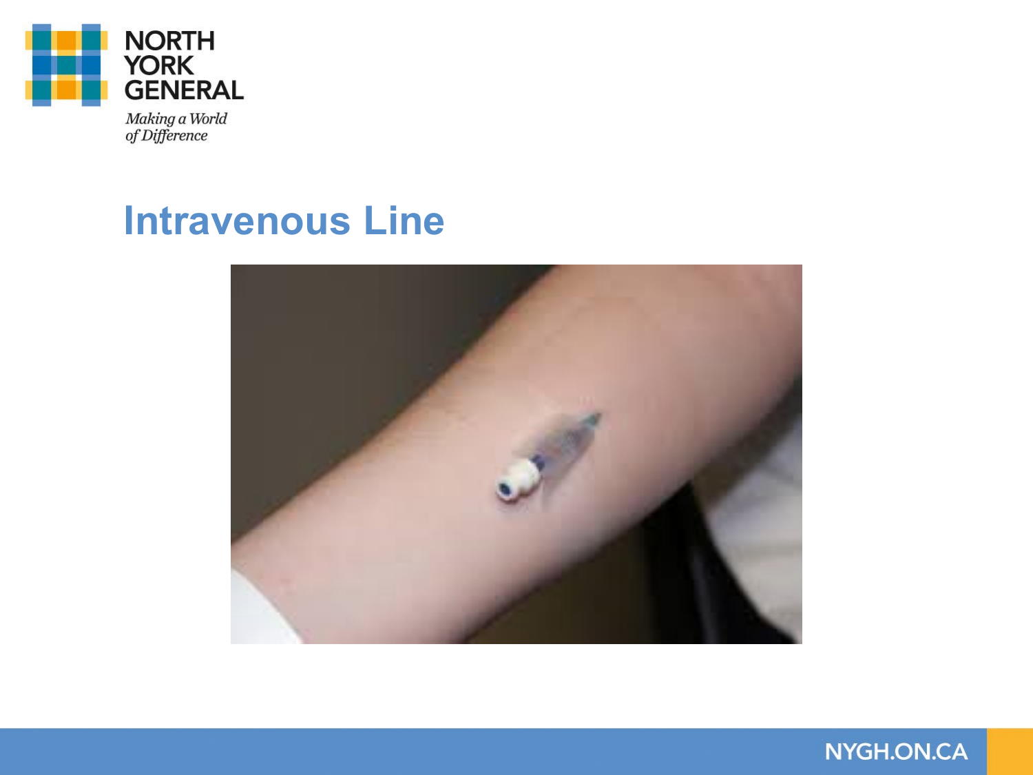# Intravenous Line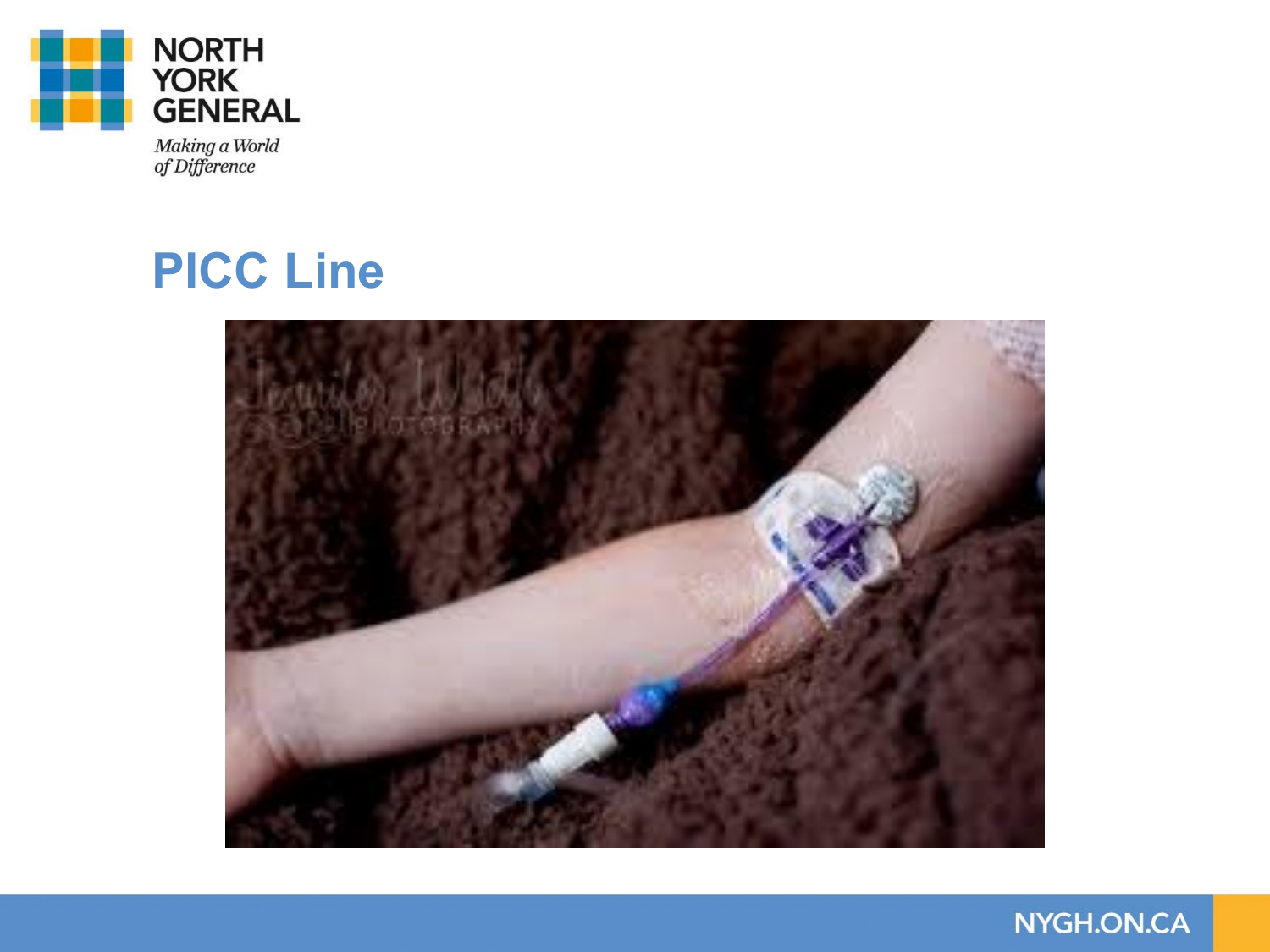# PICC Line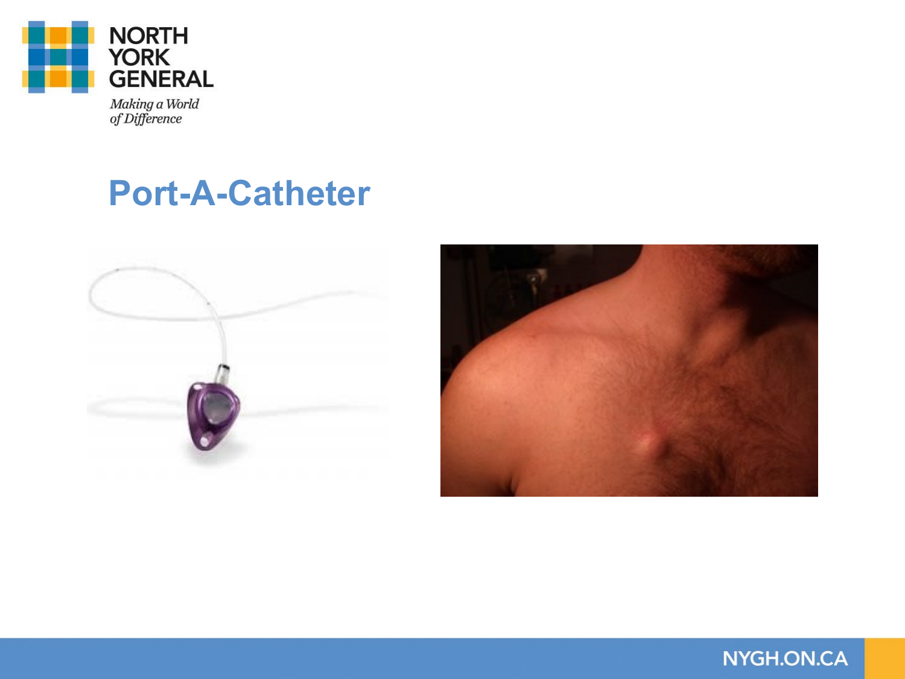# Port-A-Catheter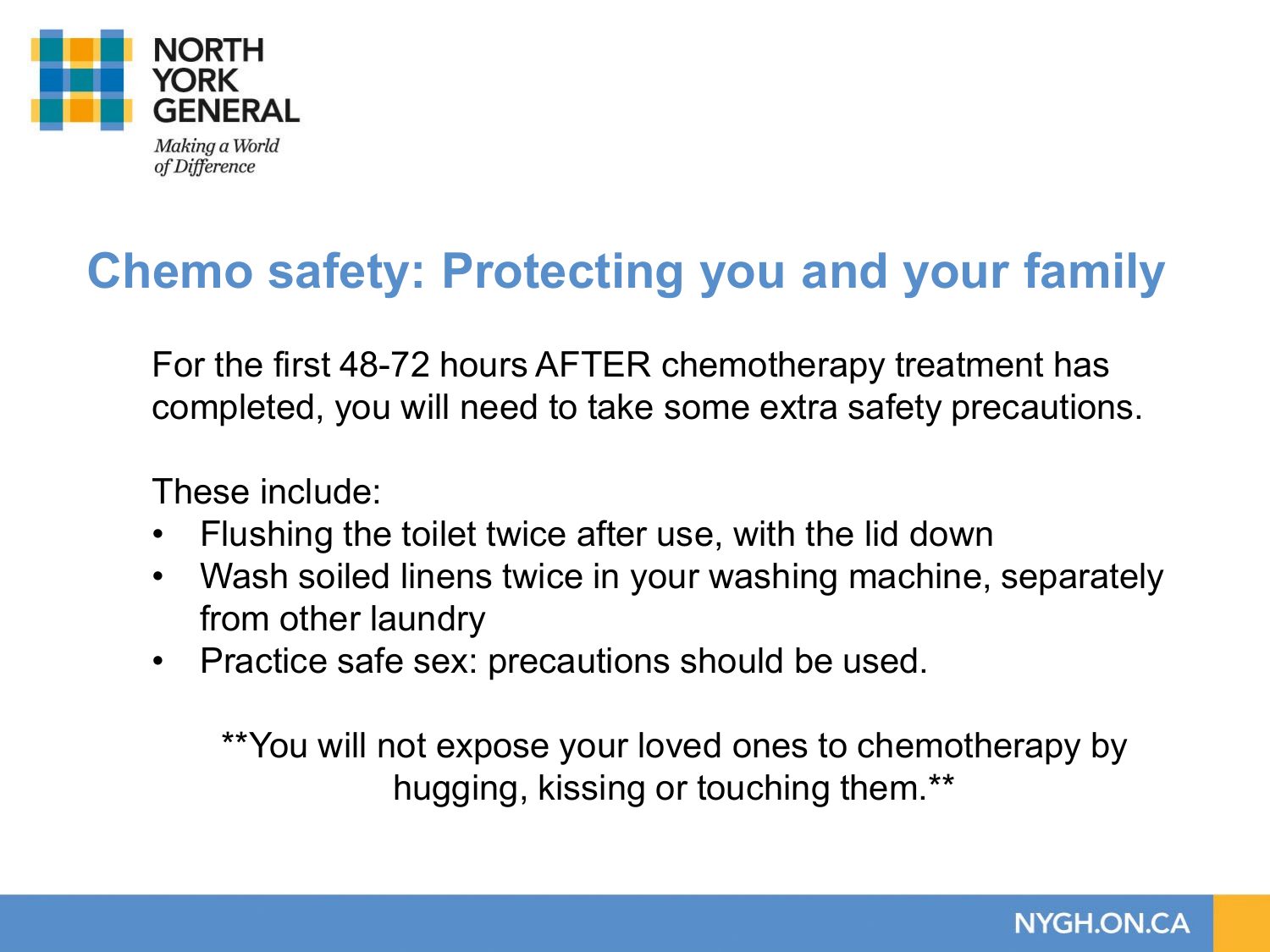# Chemo safety: Protecting you and your family

For the first 48-72 hours AFTER chemotherapy treatment has completed, you will need to take some extra safety precautions.

These include:

- Flushing the toilet twice after use, with the lid down
- Wash soiled linens twice in your washing machine, separately from other laundry
- Practice safe sex: precautions should be used.

**You will not expose your loved ones to chemotherapy by hugging, kissing or touching them.**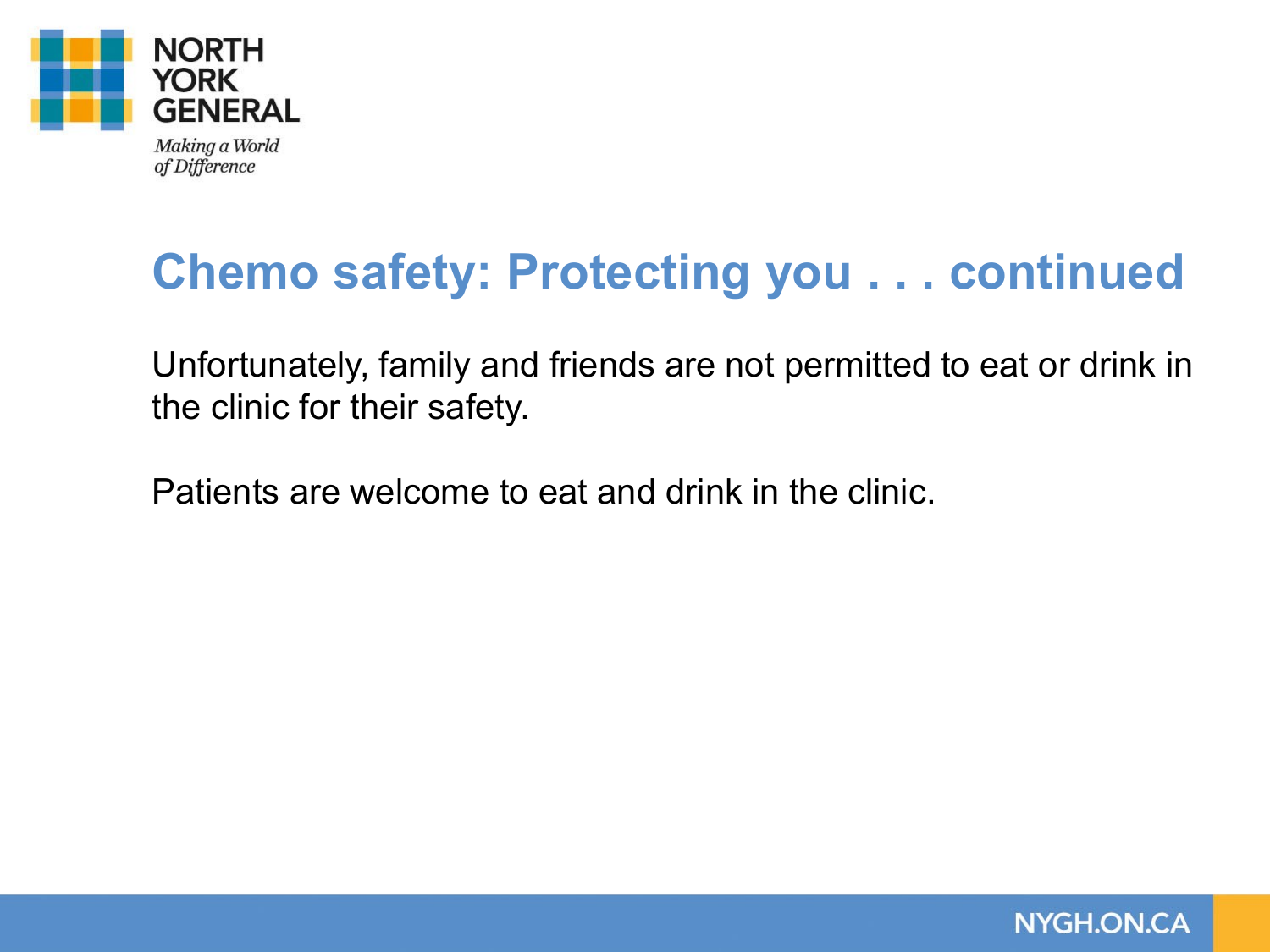## Chemo safety: Protecting you . . . continued

Unfortunately, family and friends are not permitted to eat or drink in the clinic for their safety.

Patients are welcome to eat and drink in the clinic.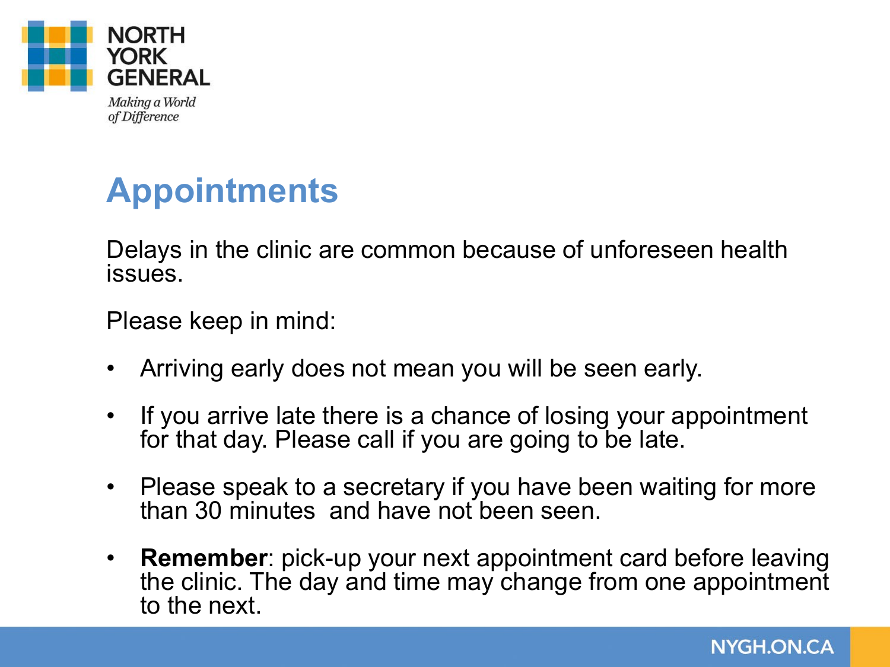# Appointments

Delays in the clinic are common because of unforeseen health issues.

Please keep in mind:

- Arriving early does not mean you will be seen early.
- If you arrive late there is a chance of losing your appointment for that day. Please call if you are going to be late.
- Please speak to a secretary if you have been waiting for more than 30 minutes and have not been seen.
- **Remember**: pick-up your next appointment card before leaving the clinic. The day and time may change from one appointment to the next.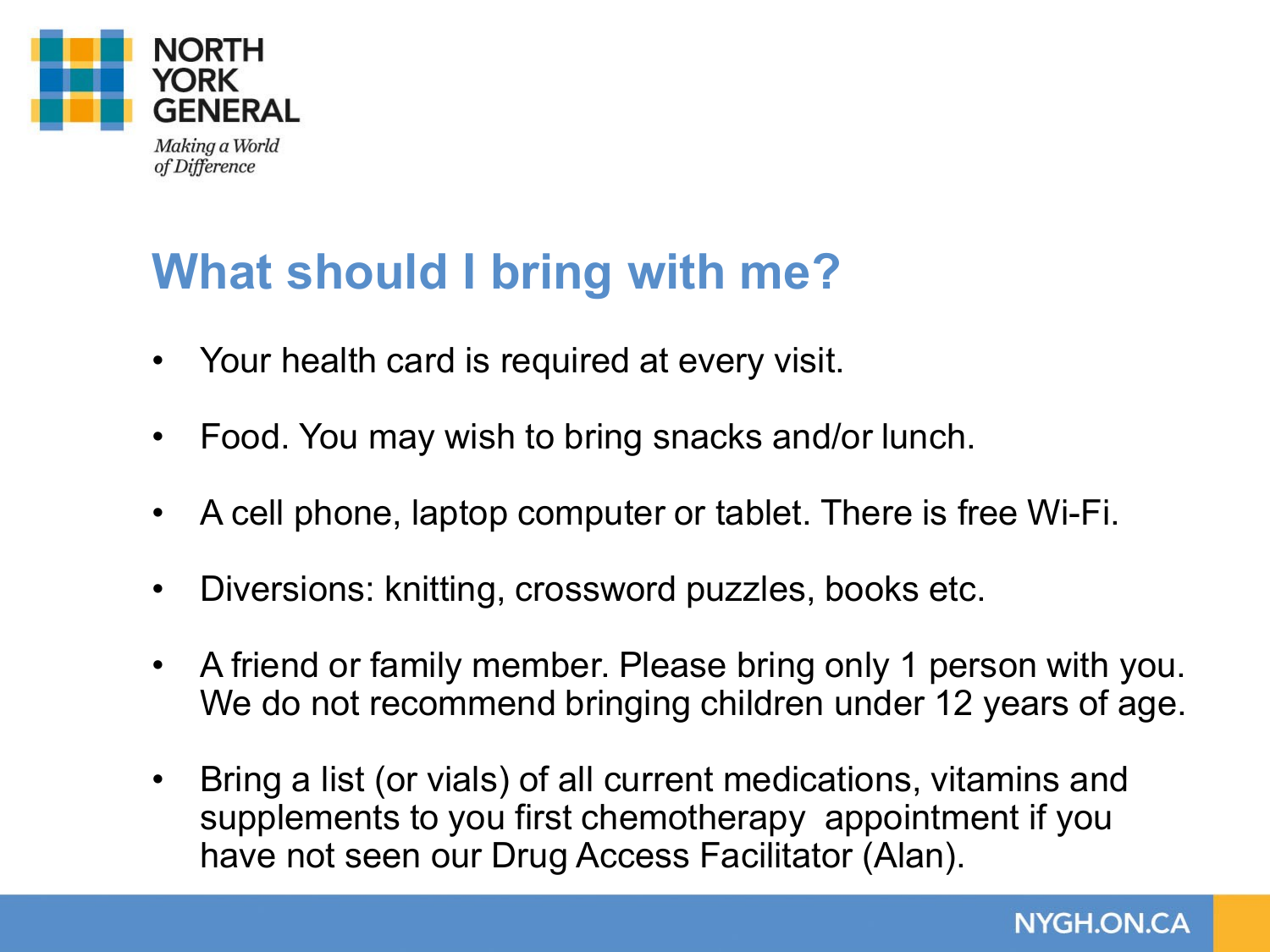# What should I bring with me?

- Your health card is required at every visit.
- Food. You may wish to bring snacks and/or lunch.
- A cell phone, laptop computer or tablet. There is free Wi-Fi.
- Diversions: knitting, crossword puzzles, books etc.
- A friend or family member. Please bring only 1 person with you. We do not recommend bringing children under 12 years of age.
- Bring a list (or vials) of all current medications, vitamins and supplements to you first chemotherapy appointment if you have not seen our Drug Access Facilitator (Alan).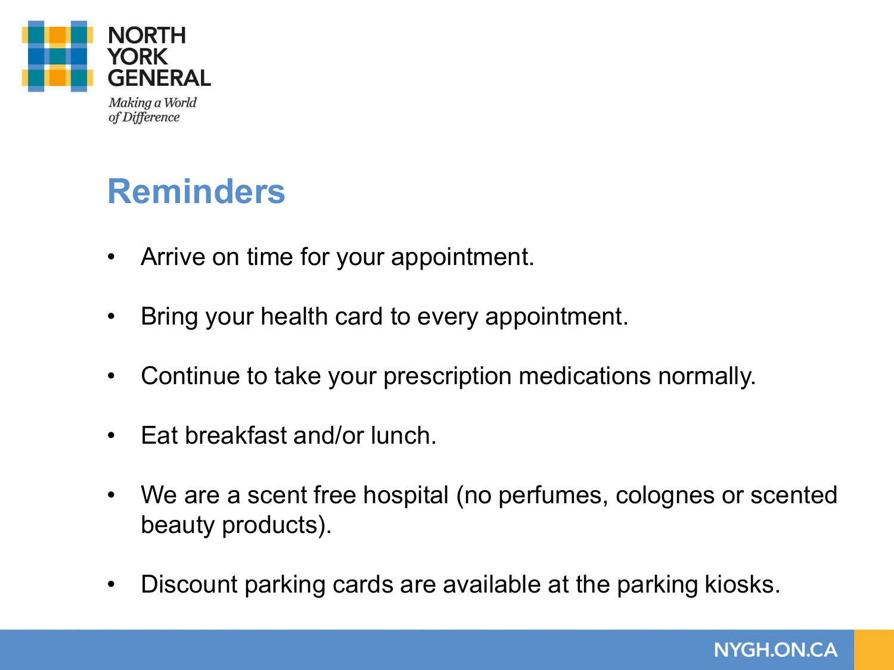## Reminders

- Arrive on time for your appointment.
- Bring your health card to every appointment.
- Continue to take your prescription medications normally.
- Eat breakfast and/or lunch.
- We are a scent free hospital (no perfumes, colognes or scented beauty products).
- Discount parking cards are available at the parking kiosks.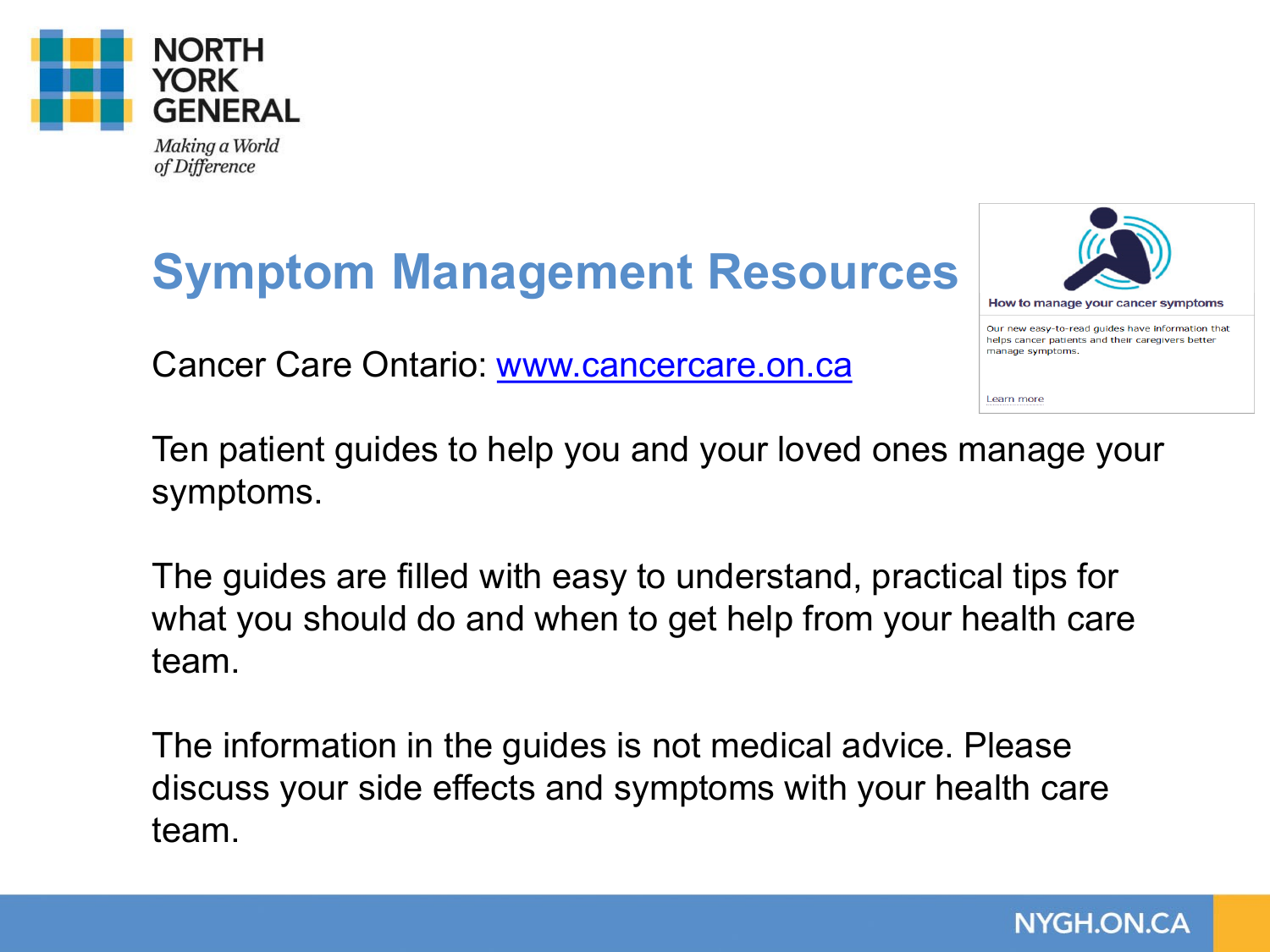# Symptom Management Resources

Cancer Care Ontario: [www.cancercare.on.ca](http://www.cancercare.on.ca)

**How to manage your cancer symptoms**

Our new easy-to-read guides have information that helps cancer patients and their caregivers better manage symptoms.

Learn more

Ten patient guides to help you and your loved ones manage your symptoms.

The guides are filled with easy to understand, practical tips for what you should do and when to get help from your health care team.

The information in the guides is not medical advice. Please discuss your side effects and symptoms with your health care team.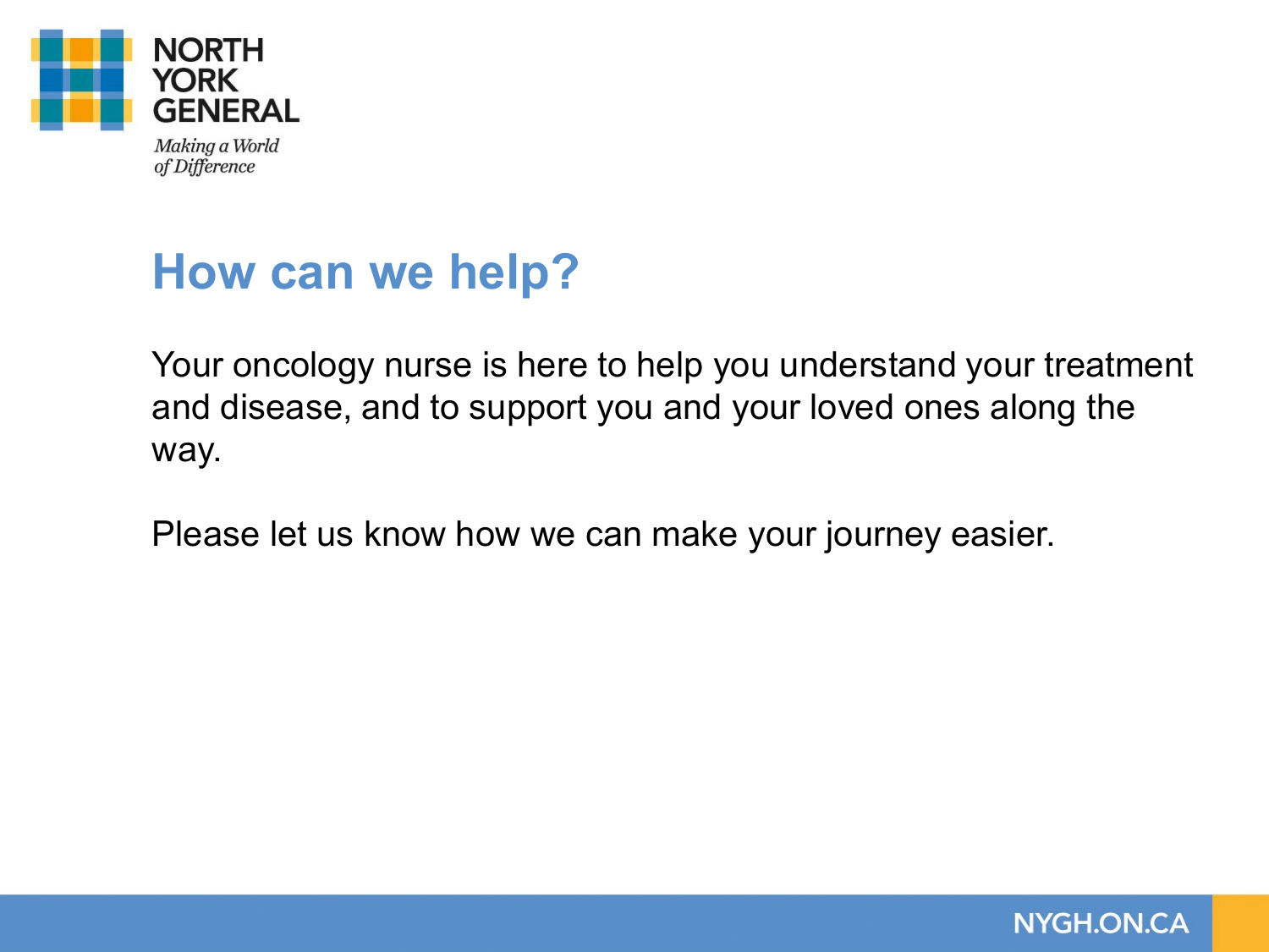# How can we help?

Your oncology nurse is here to help you understand your treatment and disease, and to support you and your loved ones along the way.

Please let us know how we can make your journey easier.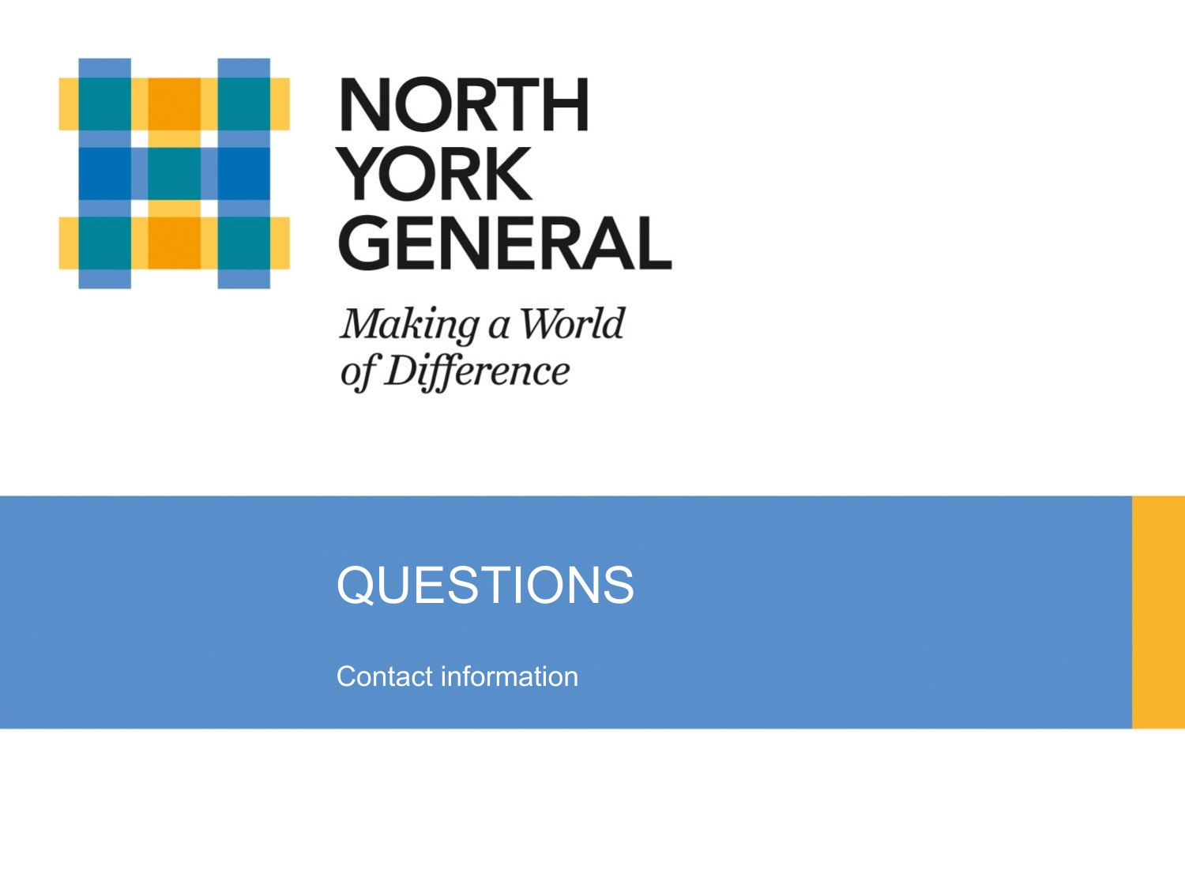NORTH
YORK
GENERAL

*Making a World of Difference*

# QUESTIONS

Contact information